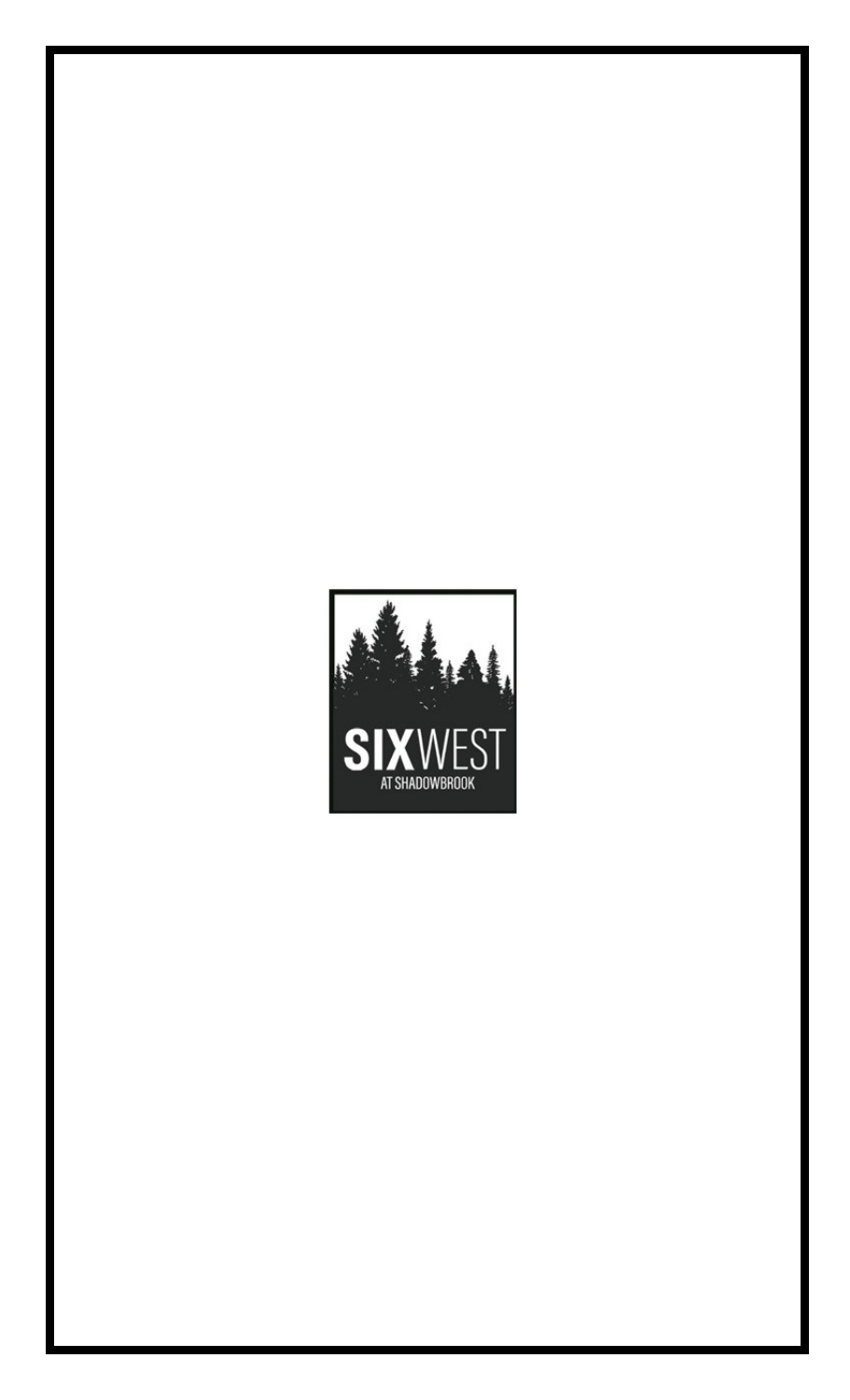SIXWEST

AT SHADOWBROOK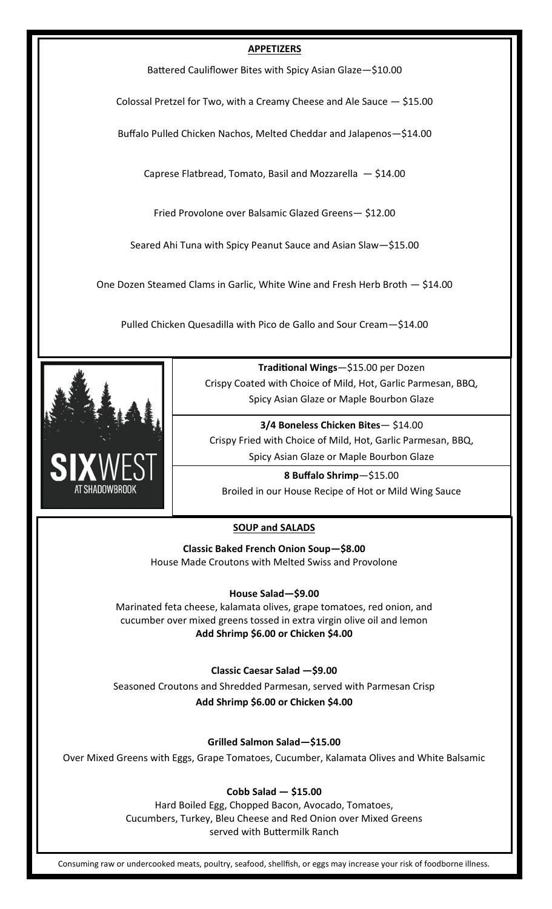## APPETIZERS

Battered Cauliflower Bites with Spicy Asian Glaze—$10.00

Colossal Pretzel for Two, with a Creamy Cheese and Ale Sauce — $15.00

Buffalo Pulled Chicken Nachos, Melted Cheddar and Jalapenos—$14.00

Caprese Flatbread, Tomato, Basil and Mozzarella — $14.00

Fried Provolone over Balsamic Glazed Greens— $12.00

Seared Ahi Tuna with Spicy Peanut Sauce and Asian Slaw—$15.00

One Dozen Steamed Clams in Garlic, White Wine and Fresh Herb Broth — $14.00

Pulled Chicken Quesadilla with Pico de Gallo and Sour Cream—$14.00

SIXWEST AT SHADOWBROOK

**Traditional Wings**—$15.00 per Dozen
Crispy Coated with Choice of Mild, Hot, Garlic Parmesan, BBQ, Spicy Asian Glaze or Maple Bourbon Glaze

**3/4 Boneless Chicken Bites**— $14.00
Crispy Fried with Choice of Mild, Hot, Garlic Parmesan, BBQ, Spicy Asian Glaze or Maple Bourbon Glaze

**8 Buffalo Shrimp**—$15.00
Broiled in our House Recipe of Hot or Mild Wing Sauce

## SOUP and SALADS

**Classic Baked French Onion Soup—$8.00**
House Made Croutons with Melted Swiss and Provolone

**House Salad—$9.00**
Marinated feta cheese, kalamata olives, grape tomatoes, red onion, and cucumber over mixed greens tossed in extra virgin olive oil and lemon
**Add Shrimp $6.00 or Chicken $4.00**

**Classic Caesar Salad —$9.00**
Seasoned Croutons and Shredded Parmesan, served with Parmesan Crisp
**Add Shrimp $6.00 or Chicken $4.00**

**Grilled Salmon Salad—$15.00**
Over Mixed Greens with Eggs, Grape Tomatoes, Cucumber, Kalamata Olives and White Balsamic

**Cobb Salad — $15.00**
Hard Boiled Egg, Chopped Bacon, Avocado, Tomatoes, Cucumbers, Turkey, Bleu Cheese and Red Onion over Mixed Greens served with Buttermilk Ranch

Consuming raw or undercooked meats, poultry, seafood, shellfish, or eggs may increase your risk of foodborne illness.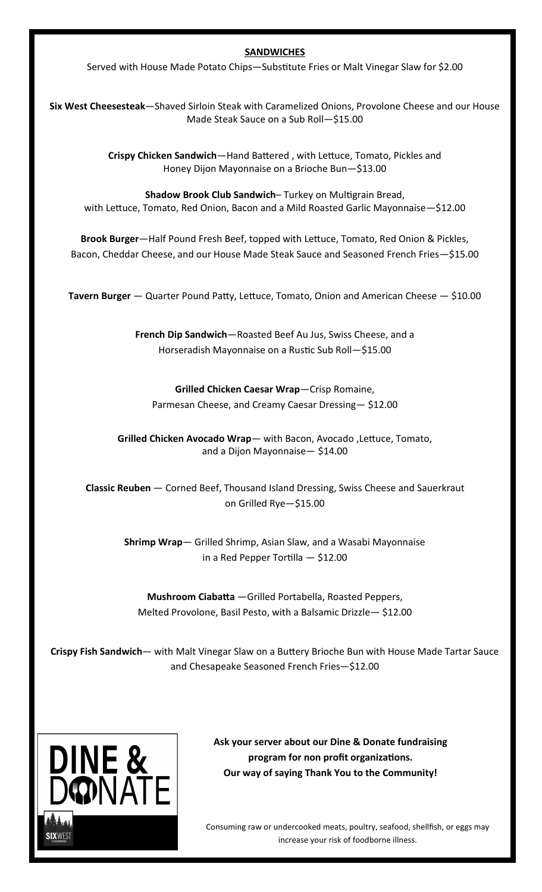## SANDWICHES

Served with House Made Potato Chips—Substitute Fries or Malt Vinegar Slaw for $2.00

**Six West Cheesesteak**—Shaved Sirloin Steak with Caramelized Onions, Provolone Cheese and our House Made Steak Sauce on a Sub Roll—$15.00

**Crispy Chicken Sandwich**—Hand Battered , with Lettuce, Tomato, Pickles and Honey Dijon Mayonnaise on a Brioche Bun—$13.00

**Shadow Brook Club Sandwich**– Turkey on Multigrain Bread, with Lettuce, Tomato, Red Onion, Bacon and a Mild Roasted Garlic Mayonnaise—$12.00

**Brook Burger**—Half Pound Fresh Beef, topped with Lettuce, Tomato, Red Onion & Pickles, Bacon, Cheddar Cheese, and our House Made Steak Sauce and Seasoned French Fries—$15.00

**Tavern Burger** — Quarter Pound Patty, Lettuce, Tomato, Onion and American Cheese — $10.00

**French Dip Sandwich**—Roasted Beef Au Jus, Swiss Cheese, and a Horseradish Mayonnaise on a Rustic Sub Roll—$15.00

**Grilled Chicken Caesar Wrap**—Crisp Romaine, Parmesan Cheese, and Creamy Caesar Dressing— $12.00

**Grilled Chicken Avocado Wrap**— with Bacon, Avocado ,Lettuce, Tomato, and a Dijon Mayonnaise— $14.00

**Classic Reuben** — Corned Beef, Thousand Island Dressing, Swiss Cheese and Sauerkraut on Grilled Rye—$15.00

**Shrimp Wrap**— Grilled Shrimp, Asian Slaw, and a Wasabi Mayonnaise in a Red Pepper Tortilla — $12.00

**Mushroom Ciabatta** —Grilled Portabella, Roasted Peppers, Melted Provolone, Basil Pesto, with a Balsamic Drizzle— $12.00

**Crispy Fish Sandwich**— with Malt Vinegar Slaw on a Buttery Brioche Bun with House Made Tartar Sauce and Chesapeake Seasoned French Fries—$12.00

DINE & DONATE

SIXWEST

**Ask your server about our Dine & Donate fundraising program for non profit organizations. Our way of saying Thank You to the Community!**

Consuming raw or undercooked meats, poultry, seafood, shellfish, or eggs may increase your risk of foodborne illness.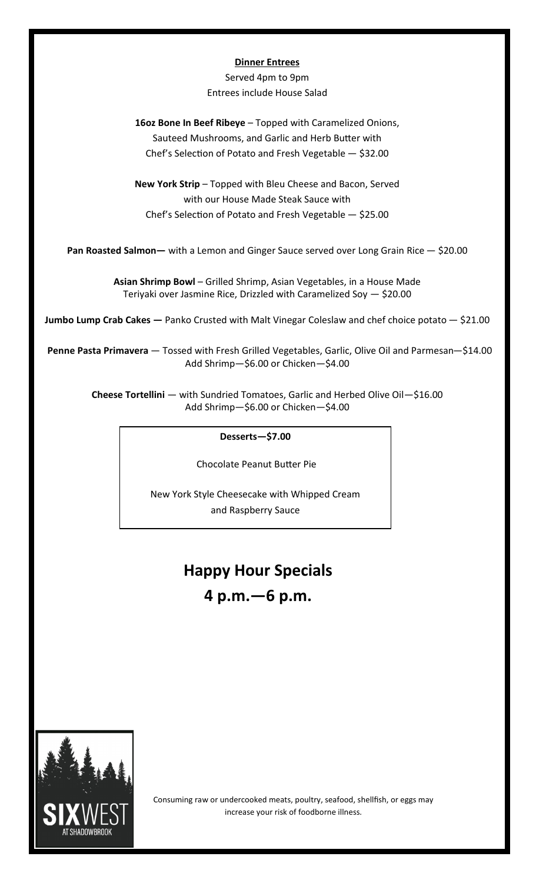## Dinner Entrees

Served 4pm to 9pm

Entrees include House Salad

**16oz Bone In Beef Ribeye** – Topped with Caramelized Onions, Sauteed Mushrooms, and Garlic and Herb Butter with Chef's Selection of Potato and Fresh Vegetable — $32.00

**New York Strip** – Topped with Bleu Cheese and Bacon, Served with our House Made Steak Sauce with Chef's Selection of Potato and Fresh Vegetable — $25.00

**Pan Roasted Salmon—** with a Lemon and Ginger Sauce served over Long Grain Rice — $20.00

**Asian Shrimp Bowl** – Grilled Shrimp, Asian Vegetables, in a House Made Teriyaki over Jasmine Rice, Drizzled with Caramelized Soy — $20.00

**Jumbo Lump Crab Cakes —** Panko Crusted with Malt Vinegar Coleslaw and chef choice potato — $21.00

**Penne Pasta Primavera** — Tossed with Fresh Grilled Vegetables, Garlic, Olive Oil and Parmesan—$14.00
Add Shrimp—$6.00 or Chicken—$4.00

**Cheese Tortellini** — with Sundried Tomatoes, Garlic and Herbed Olive Oil—$16.00
Add Shrimp—$6.00 or Chicken—$4.00

**Desserts—$7.00**

Chocolate Peanut Butter Pie

New York Style Cheesecake with Whipped Cream and Raspberry Sauce

# Happy Hour Specials

# 4 p.m.—6 p.m.

SIXWEST AT SHADOWBROOK

Consuming raw or undercooked meats, poultry, seafood, shellfish, or eggs may increase your risk of foodborne illness.